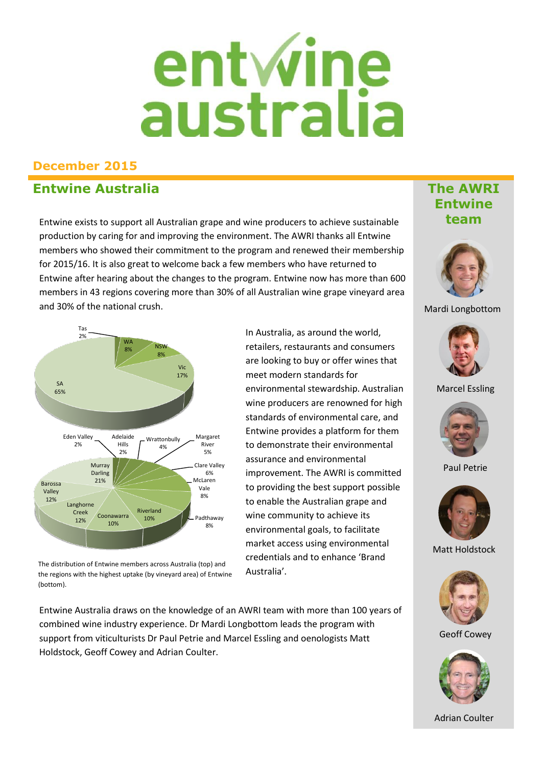# entwine australia

## December 2015

## Entwine Australia

Entwine exists to support all Australian grape and wine producers to achieve sustainable production by caring for and improving the environment. The AWRI thanks all Entwine members who showed their commitment to the program and renewed their membership for 2015/16. It is also great to welcome back a few members who have returned to Entwine after hearing about the changes to the program. Entwine now has more than 600 members in 43 regions covering more than 30% of all Australian wine grape vineyard area and 30% of the national crush.

The distribution of Entwine members across Australia (top) and the regions with the highest uptake (by vineyard area) of Entwine (bottom).

In Australia, as around the world, retailers, restaurants and consumers are looking to buy or offer wines that meet modern standards for environmental stewardship. Australian wine producers are renowned for high standards of environmental care, and Entwine provides a platform for them to demonstrate their environmental assurance and environmental improvement. The AWRI is committed to providing the best support possible to enable the Australian grape and wine community to achieve its environmental goals, to facilitate market access using environmental credentials and to enhance 'Brand Australia'.

Entwine Australia draws on the knowledge of an AWRI team with more than 100 years of combined wine industry experience. Dr Mardi Longbottom leads the program with support from viticulturists Dr Paul Petrie and Marcel Essling and oenologists Matt Holdstock, Geoff Cowey and Adrian Coulter.

### The AWRI Entwine team

Mardi Longbottom

Marcel Essling

Paul Petrie

Matt Holdstock

Geoff Cowey

Adrian Coulter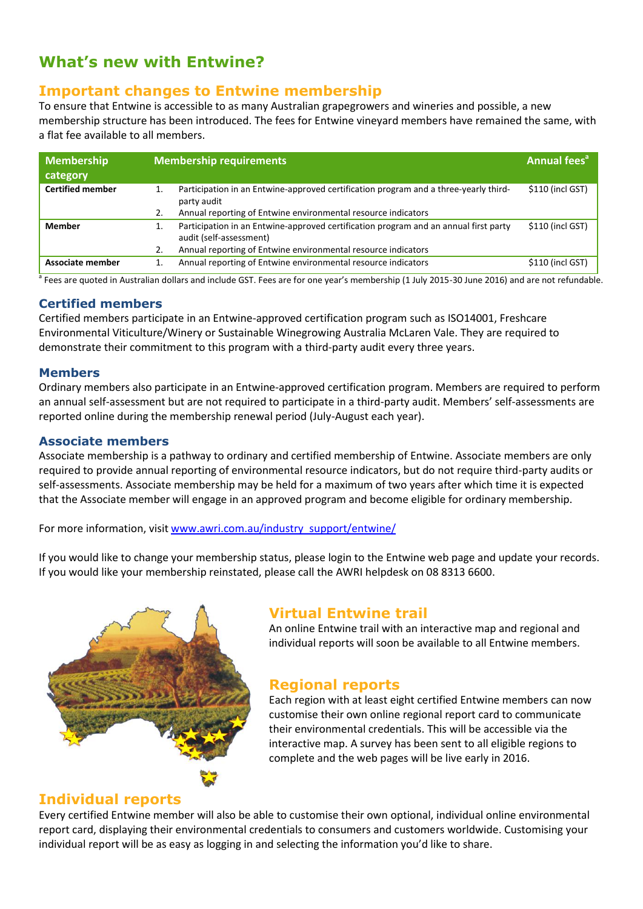# What's new with Entwine?

## Important changes to Entwine membership

To ensure that Entwine is accessible to as many Australian grapegrowers and wineries and possible, a new membership structure has been introduced. The fees for Entwine vineyard members have remained the same, with a flat fee available to all members.

| Membership category | Membership requirements | Annual fees[a] |
|---|---|---|
| **Certified member** | 1. Participation in an Entwine-approved certification program and a three-yearly third-party audit<br>2. Annual reporting of Entwine environmental resource indicators | $110 (incl GST) |
| **Member** | 1. Participation in an Entwine-approved certification program and an annual first party audit (self-assessment)<br>2. Annual reporting of Entwine environmental resource indicators | $110 (incl GST) |
| **Associate member** | 1. Annual reporting of Entwine environmental resource indicators | $110 (incl GST) |

[a] Fees are quoted in Australian dollars and include GST. Fees are for one year's membership (1 July 2015-30 June 2016) and are not refundable.

### Certified members

Certified members participate in an Entwine-approved certification program such as ISO14001, Freshcare Environmental Viticulture/Winery or Sustainable Winegrowing Australia McLaren Vale. They are required to demonstrate their commitment to this program with a third-party audit every three years.

### Members

Ordinary members also participate in an Entwine-approved certification program. Members are required to perform an annual self-assessment but are not required to participate in a third-party audit. Members' self-assessments are reported online during the membership renewal period (July-August each year).

### Associate members

Associate membership is a pathway to ordinary and certified membership of Entwine. Associate members are only required to provide annual reporting of environmental resource indicators, but do not require third-party audits or self-assessments. Associate membership may be held for a maximum of two years after which time it is expected that the Associate member will engage in an approved program and become eligible for ordinary membership.

For more information, visit www.awri.com.au/industry_support/entwine/

If you would like to change your membership status, please login to the Entwine web page and update your records. If you would like your membership reinstated, please call the AWRI helpdesk on 08 8313 6600.

## Virtual Entwine trail

An online Entwine trail with an interactive map and regional and individual reports will soon be available to all Entwine members.

## Regional reports

Each region with at least eight certified Entwine members can now customise their own online regional report card to communicate their environmental credentials. This will be accessible via the interactive map. A survey has been sent to all eligible regions to complete and the web pages will be live early in 2016.

## Individual reports

Every certified Entwine member will also be able to customise their own optional, individual online environmental report card, displaying their environmental credentials to consumers and customers worldwide. Customising your individual report will be as easy as logging in and selecting the information you'd like to share.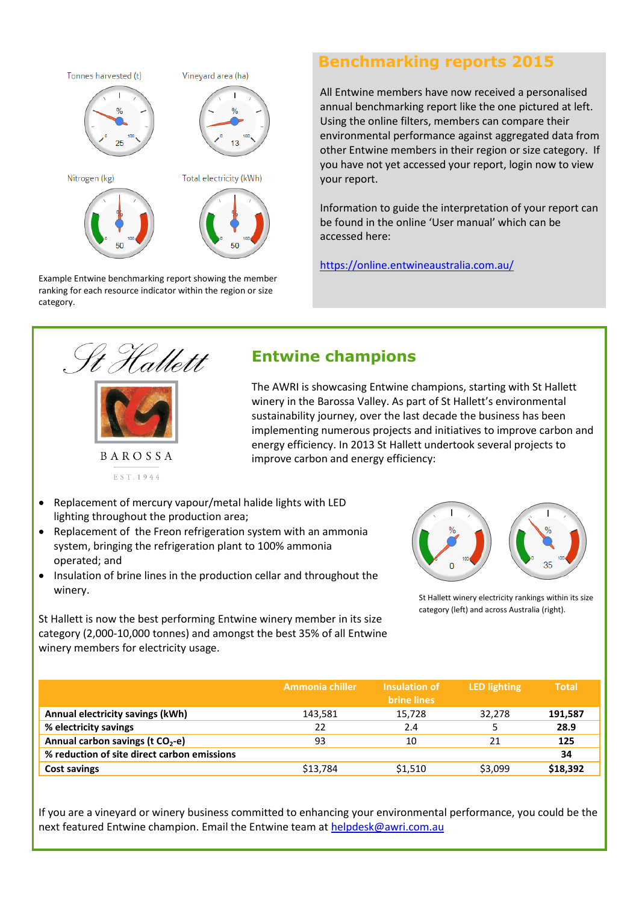Tonnes harvested (t)

Vineyard area (ha)

Nitrogen (kg)

Total electricity (kWh)

Example Entwine benchmarking report showing the member ranking for each resource indicator within the region or size category.

## Benchmarking reports 2015

All Entwine members have now received a personalised annual benchmarking report like the one pictured at left. Using the online filters, members can compare their environmental performance against aggregated data from other Entwine members in their region or size category. If you have not yet accessed your report, login now to view your report.

Information to guide the interpretation of your report can be found in the online 'User manual' which can be accessed here:

https://online.entwineaustralia.com.au/

## Entwine champions

The AWRI is showcasing Entwine champions, starting with St Hallett winery in the Barossa Valley. As part of St Hallett's environmental sustainability journey, over the last decade the business has been implementing numerous projects and initiatives to improve carbon and energy efficiency. In 2013 St Hallett undertook several projects to improve carbon and energy efficiency:

- Replacement of mercury vapour/metal halide lights with LED lighting throughout the production area;
- Replacement of the Freon refrigeration system with an ammonia system, bringing the refrigeration plant to 100% ammonia operated; and
- Insulation of brine lines in the production cellar and throughout the winery.

St Hallett is now the best performing Entwine winery member in its size category (2,000-10,000 tonnes) and amongst the best 35% of all Entwine winery members for electricity usage.

St Hallett winery electricity rankings within its size category (left) and across Australia (right).

| | Ammonia chiller | Insulation of brine lines | LED lighting | Total |
|---|---|---|---|---|
| **Annual electricity savings (kWh)** | 143,581 | 15,728 | 32,278 | **191,587** |
| **% electricity savings** | 22 | 2.4 | 5 | **28.9** |
| **Annual carbon savings (t $CO_2$-e)** | 93 | 10 | 21 | **125** |
| **% reduction of site direct carbon emissions** | | | | **34** |
| **Cost savings** | $13,784 | $1,510 | $3,099 | **$18,392** |

If you are a vineyard or winery business committed to enhancing your environmental performance, you could be the next featured Entwine champion. Email the Entwine team at helpdesk@awri.com.au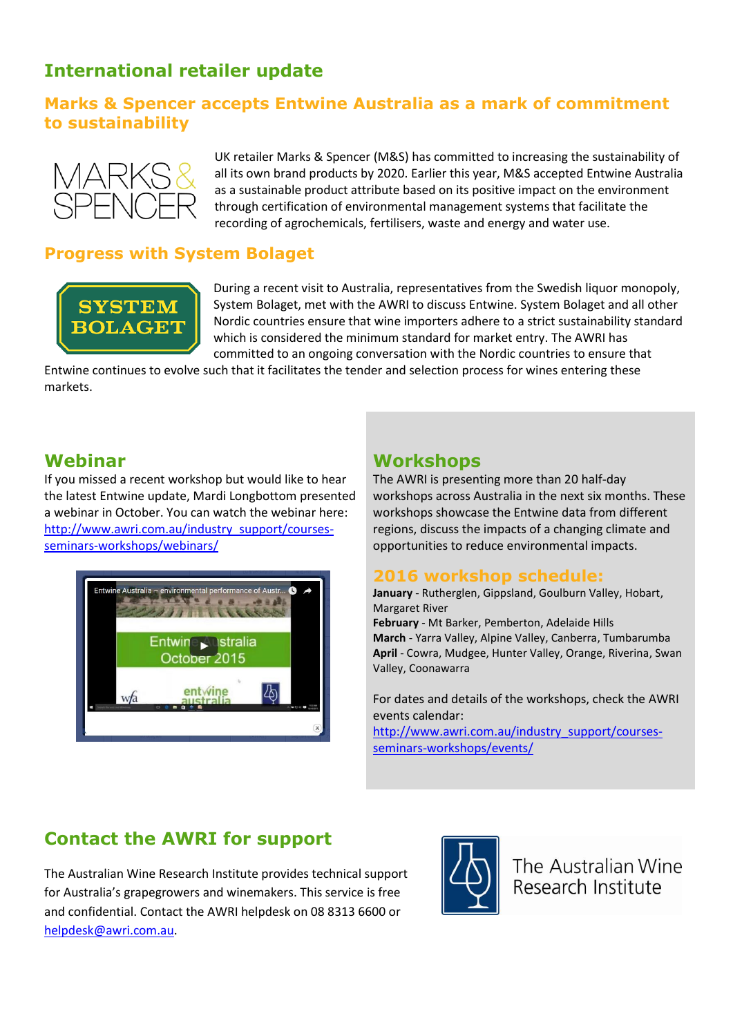## International retailer update

### Marks & Spencer accepts Entwine Australia as a mark of commitment to sustainability

UK retailer Marks & Spencer (M&S) has committed to increasing the sustainability of all its own brand products by 2020. Earlier this year, M&S accepted Entwine Australia as a sustainable product attribute based on its positive impact on the environment through certification of environmental management systems that facilitate the recording of agrochemicals, fertilisers, waste and energy and water use.

### Progress with System Bolaget

During a recent visit to Australia, representatives from the Swedish liquor monopoly, System Bolaget, met with the AWRI to discuss Entwine. System Bolaget and all other Nordic countries ensure that wine importers adhere to a strict sustainability standard which is considered the minimum standard for market entry. The AWRI has committed to an ongoing conversation with the Nordic countries to ensure that Entwine continues to evolve such that it facilitates the tender and selection process for wines entering these markets.

## Webinar

If you missed a recent workshop but would like to hear the latest Entwine update, Mardi Longbottom presented a webinar in October. You can watch the webinar here: [http://www.awri.com.au/industry_support/courses-seminars-workshops/webinars/](http://www.awri.com.au/industry_support/courses-seminars-workshops/webinars/)

## Workshops

The AWRI is presenting more than 20 half-day workshops across Australia in the next six months. These workshops showcase the Entwine data from different regions, discuss the impacts of a changing climate and opportunities to reduce environmental impacts.

### 2016 workshop schedule:

**January** - Rutherglen, Gippsland, Goulburn Valley, Hobart, Margaret River
**February** - Mt Barker, Pemberton, Adelaide Hills
**March** - Yarra Valley, Alpine Valley, Canberra, Tumbarumba
**April** - Cowra, Mudgee, Hunter Valley, Orange, Riverina, Swan Valley, Coonawarra

For dates and details of the workshops, check the AWRI events calendar: [http://www.awri.com.au/industry_support/courses-seminars-workshops/events/](http://www.awri.com.au/industry_support/courses-seminars-workshops/events/)

## Contact the AWRI for support

The Australian Wine Research Institute provides technical support for Australia's grapegrowers and winemakers. This service is free and confidential. Contact the AWRI helpdesk on 08 8313 6600 or [helpdesk@awri.com.au](mailto:helpdesk@awri.com.au).